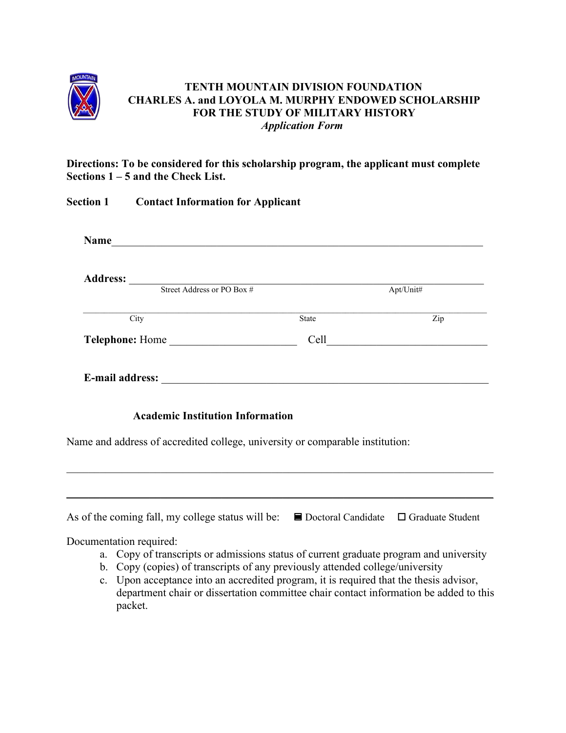# TENTH MOUNTAIN DIVISION FOUNDATION
## CHARLES A. and LOYOLA M. MURPHY ENDOWED SCHOLARSHIP FOR THE STUDY OF MILITARY HISTORY
*Application Form*

**Directions: To be considered for this scholarship program, the applicant must complete Sections 1 – 5 and the Check List.**

### Section 1 Contact Information for Applicant

**Name**_____________________________________________________________________

**Address:** _________________________________________________________________
Street Address or PO Box # Apt/Unit#

_____________________________________________________________________________
City State Zip

**Telephone:** Home ______________________ Cell____________________________

**E-mail address:** ____________________________________________________________

### Academic Institution Information

Name and address of accredited college, university or comparable institution:

_____________________________________________________________________________

_____________________________________________________________________________

As of the coming fall, my college status will be: ■ Doctoral Candidate ☐ Graduate Student

Documentation required:

a. Copy of transcripts or admissions status of current graduate program and university
b. Copy (copies) of transcripts of any previously attended college/university
c. Upon acceptance into an accredited program, it is required that the thesis advisor, department chair or dissertation committee chair contact information be added to this packet.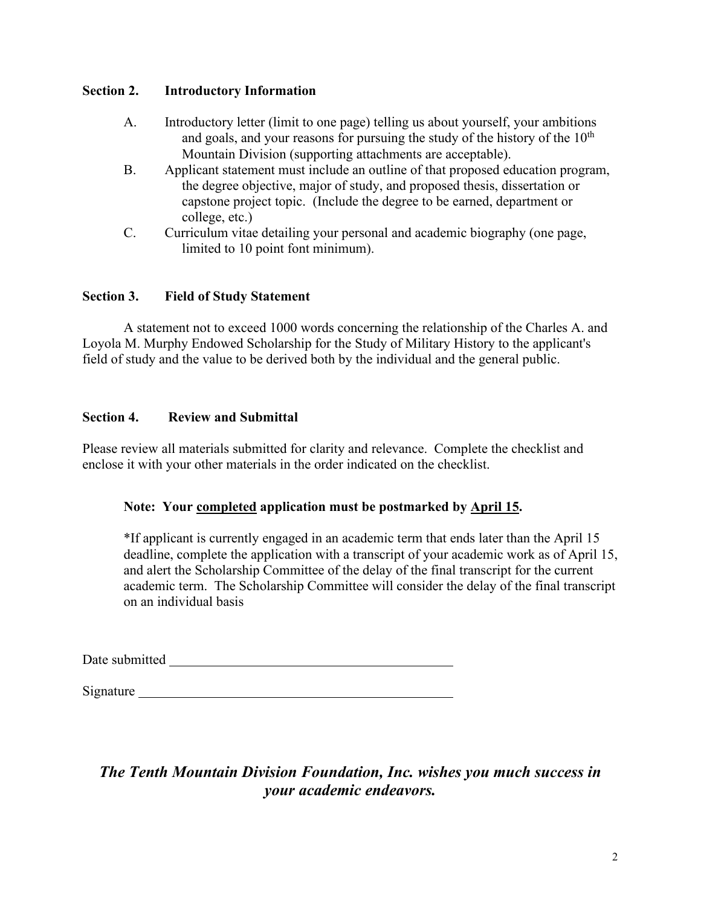## Section 2. Introductory Information

A. Introductory letter (limit to one page) telling us about yourself, your ambitions and goals, and your reasons for pursuing the study of the history of the 10th Mountain Division (supporting attachments are acceptable).

B. Applicant statement must include an outline of that proposed education program, the degree objective, major of study, and proposed thesis, dissertation or capstone project topic. (Include the degree to be earned, department or college, etc.)

C. Curriculum vitae detailing your personal and academic biography (one page, limited to 10 point font minimum).

## Section 3. Field of Study Statement

A statement not to exceed 1000 words concerning the relationship of the Charles A. and Loyola M. Murphy Endowed Scholarship for the Study of Military History to the applicant's field of study and the value to be derived both by the individual and the general public.

## Section 4. Review and Submittal

Please review all materials submitted for clarity and relevance. Complete the checklist and enclose it with your other materials in the order indicated on the checklist.

**Note: Your <u>completed</u> application must be postmarked by <u>April 15</u>.**

*If applicant is currently engaged in an academic term that ends later than the April 15 deadline, complete the application with a transcript of your academic work as of April 15, and alert the Scholarship Committee of the delay of the final transcript for the current academic term. The Scholarship Committee will consider the delay of the final transcript on an individual basis

Date submitted ________________________________________

Signature ____________________________________________

***The Tenth Mountain Division Foundation, Inc. wishes you much success in your academic endeavors.***